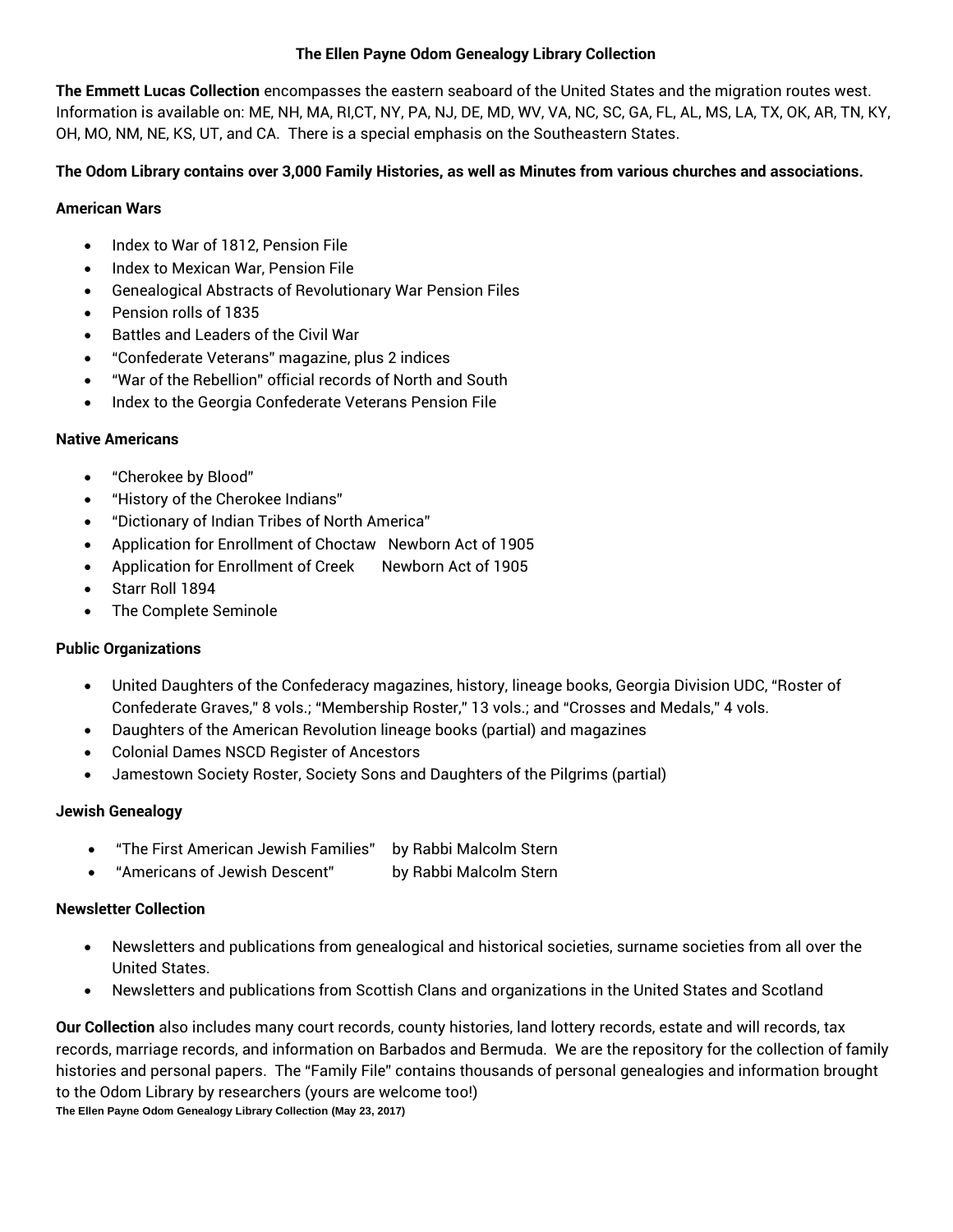# The Ellen Payne Odom Genealogy Library Collection

**The Emmett Lucas Collection** encompasses the eastern seaboard of the United States and the migration routes west. Information is available on: ME, NH, MA, RI,CT, NY, PA, NJ, DE, MD, WV, VA, NC, SC, GA, FL, AL, MS, LA, TX, OK, AR, TN, KY, OH, MO, NM, NE, KS, UT, and CA. There is a special emphasis on the Southeastern States.

**The Odom Library contains over 3,000 Family Histories, as well as Minutes from various churches and associations.**

### American Wars

- Index to War of 1812, Pension File
- Index to Mexican War, Pension File
- Genealogical Abstracts of Revolutionary War Pension Files
- Pension rolls of 1835
- Battles and Leaders of the Civil War
- "Confederate Veterans" magazine, plus 2 indices
- "War of the Rebellion" official records of North and South
- Index to the Georgia Confederate Veterans Pension File

### Native Americans

- "Cherokee by Blood"
- "History of the Cherokee Indians"
- "Dictionary of Indian Tribes of North America"
- Application for Enrollment of Choctaw Newborn Act of 1905
- Application for Enrollment of Creek Newborn Act of 1905
- Starr Roll 1894
- The Complete Seminole

### Public Organizations

- United Daughters of the Confederacy magazines, history, lineage books, Georgia Division UDC, "Roster of Confederate Graves," 8 vols.; "Membership Roster," 13 vols.; and "Crosses and Medals," 4 vols.
- Daughters of the American Revolution lineage books (partial) and magazines
- Colonial Dames NSCD Register of Ancestors
- Jamestown Society Roster, Society Sons and Daughters of the Pilgrims (partial)

### Jewish Genealogy

- "The First American Jewish Families" by Rabbi Malcolm Stern
- "Americans of Jewish Descent" by Rabbi Malcolm Stern

### Newsletter Collection

- Newsletters and publications from genealogical and historical societies, surname societies from all over the United States.
- Newsletters and publications from Scottish Clans and organizations in the United States and Scotland

**Our Collection** also includes many court records, county histories, land lottery records, estate and will records, tax records, marriage records, and information on Barbados and Bermuda. We are the repository for the collection of family histories and personal papers. The "Family File" contains thousands of personal genealogies and information brought to the Odom Library by researchers (yours are welcome too!)

**The Ellen Payne Odom Genealogy Library Collection (May 23, 2017)**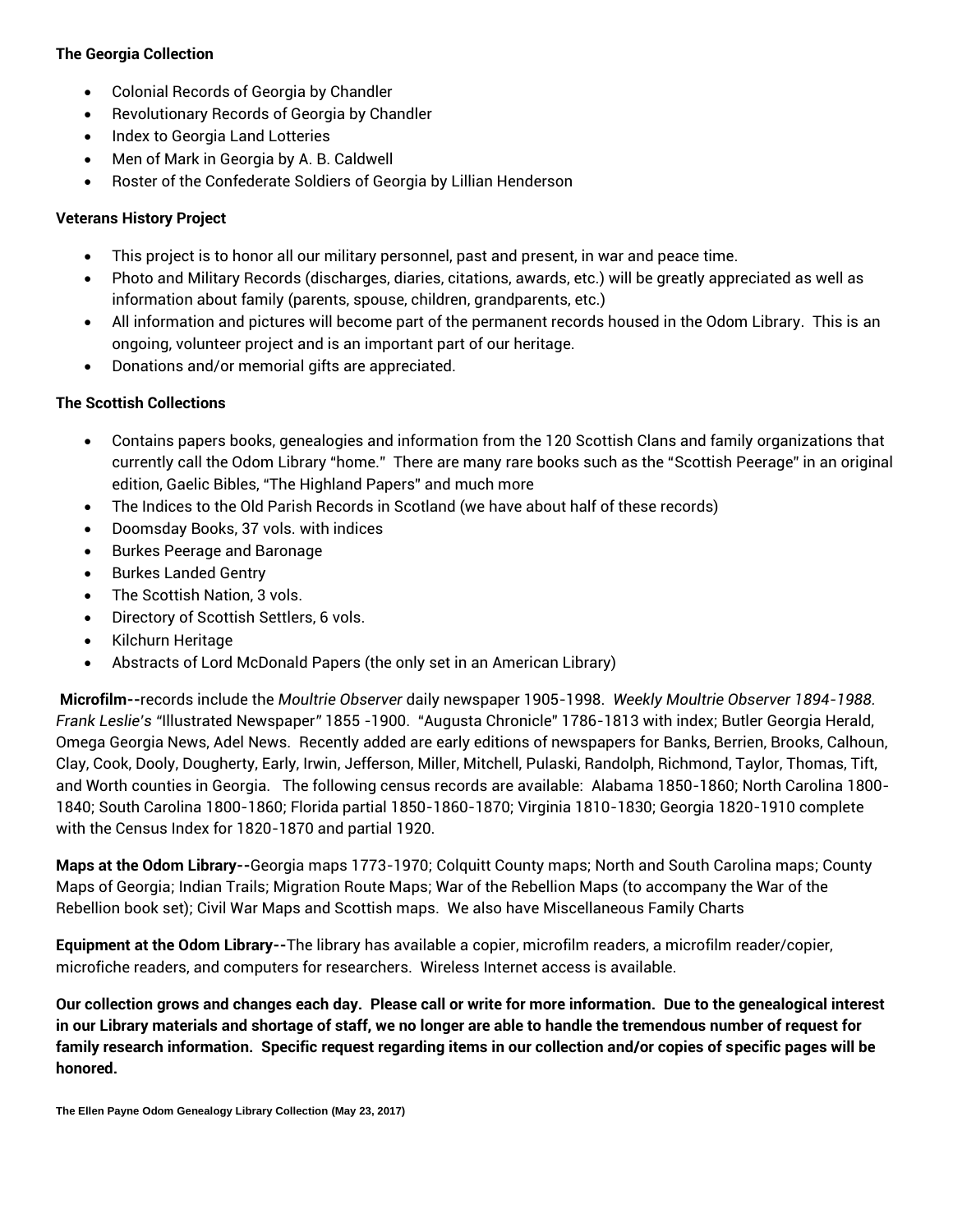**The Georgia Collection**

- Colonial Records of Georgia by Chandler
- Revolutionary Records of Georgia by Chandler
- Index to Georgia Land Lotteries
- Men of Mark in Georgia by A. B. Caldwell
- Roster of the Confederate Soldiers of Georgia by Lillian Henderson

**Veterans History Project**

- This project is to honor all our military personnel, past and present, in war and peace time.
- Photo and Military Records (discharges, diaries, citations, awards, etc.) will be greatly appreciated as well as information about family (parents, spouse, children, grandparents, etc.)
- All information and pictures will become part of the permanent records housed in the Odom Library. This is an ongoing, volunteer project and is an important part of our heritage.
- Donations and/or memorial gifts are appreciated.

**The Scottish Collections**

- Contains papers books, genealogies and information from the 120 Scottish Clans and family organizations that currently call the Odom Library "home." There are many rare books such as the "Scottish Peerage" in an original edition, Gaelic Bibles, "The Highland Papers" and much more
- The Indices to the Old Parish Records in Scotland (we have about half of these records)
- Doomsday Books, 37 vols. with indices
- Burkes Peerage and Baronage
- Burkes Landed Gentry
- The Scottish Nation, 3 vols.
- Directory of Scottish Settlers, 6 vols.
- Kilchurn Heritage
- Abstracts of Lord McDonald Papers (the only set in an American Library)

**Microfilm--**records include the *Moultrie Observer* daily newspaper 1905-1998. *Weekly Moultrie Observer 1894-1988. Frank Leslie's* "Illustrated Newspaper" 1855 -1900. "Augusta Chronicle" 1786-1813 with index; Butler Georgia Herald, Omega Georgia News, Adel News. Recently added are early editions of newspapers for Banks, Berrien, Brooks, Calhoun, Clay, Cook, Dooly, Dougherty, Early, Irwin, Jefferson, Miller, Mitchell, Pulaski, Randolph, Richmond, Taylor, Thomas, Tift, and Worth counties in Georgia. The following census records are available: Alabama 1850-1860; North Carolina 1800-1840; South Carolina 1800-1860; Florida partial 1850-1860-1870; Virginia 1810-1830; Georgia 1820-1910 complete with the Census Index for 1820-1870 and partial 1920.

**Maps at the Odom Library--**Georgia maps 1773-1970; Colquitt County maps; North and South Carolina maps; County Maps of Georgia; Indian Trails; Migration Route Maps; War of the Rebellion Maps (to accompany the War of the Rebellion book set); Civil War Maps and Scottish maps. We also have Miscellaneous Family Charts

**Equipment at the Odom Library--**The library has available a copier, microfilm readers, a microfilm reader/copier, microfiche readers, and computers for researchers. Wireless Internet access is available.

**Our collection grows and changes each day. Please call or write for more information. Due to the genealogical interest in our Library materials and shortage of staff, we no longer are able to handle the tremendous number of request for family research information. Specific request regarding items in our collection and/or copies of specific pages will be honored.**

**The Ellen Payne Odom Genealogy Library Collection (May 23, 2017)**